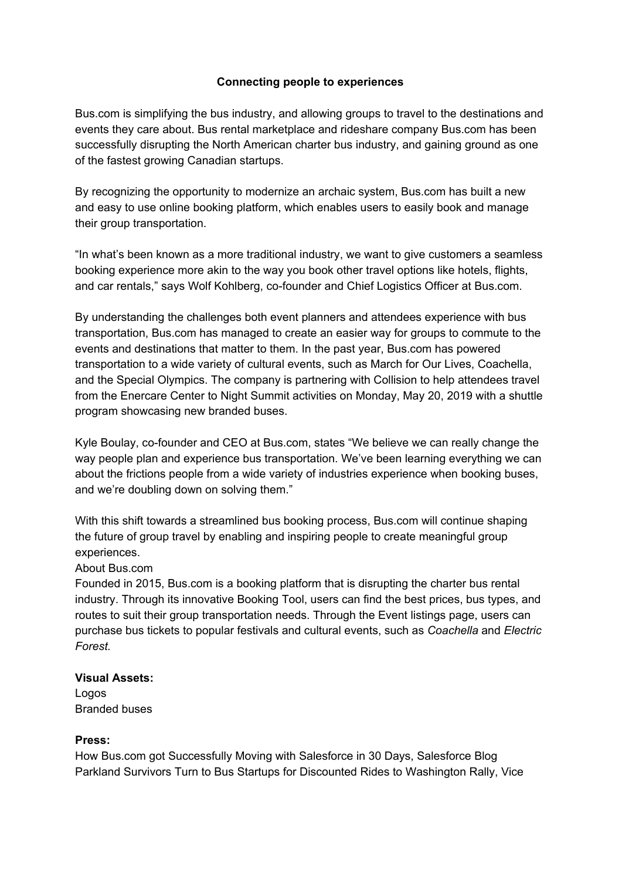# Connecting people to experiences

Bus.com is simplifying the bus industry, and allowing groups to travel to the destinations and events they care about. Bus rental marketplace and rideshare company Bus.com has been successfully disrupting the North American charter bus industry, and gaining ground as one of the fastest growing Canadian startups.

By recognizing the opportunity to modernize an archaic system, Bus.com has built a new and easy to use online booking platform, which enables users to easily book and manage their group transportation.

"In what's been known as a more traditional industry, we want to give customers a seamless booking experience more akin to the way you book other travel options like hotels, flights, and car rentals," says Wolf Kohlberg, co-founder and Chief Logistics Officer at Bus.com.

By understanding the challenges both event planners and attendees experience with bus transportation, Bus.com has managed to create an easier way for groups to commute to the events and destinations that matter to them. In the past year, Bus.com has powered transportation to a wide variety of cultural events, such as March for Our Lives, Coachella, and the Special Olympics. The company is partnering with Collision to help attendees travel from the Enercare Center to Night Summit activities on Monday, May 20, 2019 with a shuttle program showcasing new branded buses.

Kyle Boulay, co-founder and CEO at Bus.com, states "We believe we can really change the way people plan and experience bus transportation. We've been learning everything we can about the frictions people from a wide variety of industries experience when booking buses, and we're doubling down on solving them."

With this shift towards a streamlined bus booking process, Bus.com will continue shaping the future of group travel by enabling and inspiring people to create meaningful group experiences.

About Bus.com

Founded in 2015, Bus.com is a booking platform that is disrupting the charter bus rental industry. Through its innovative Booking Tool, users can find the best prices, bus types, and routes to suit their group transportation needs. Through the Event listings page, users can purchase bus tickets to popular festivals and cultural events, such as *Coachella* and *Electric Forest.*

**Visual Assets:**

Logos

Branded buses

**Press:**

How Bus.com got Successfully Moving with Salesforce in 30 Days, Salesforce Blog

Parkland Survivors Turn to Bus Startups for Discounted Rides to Washington Rally, Vice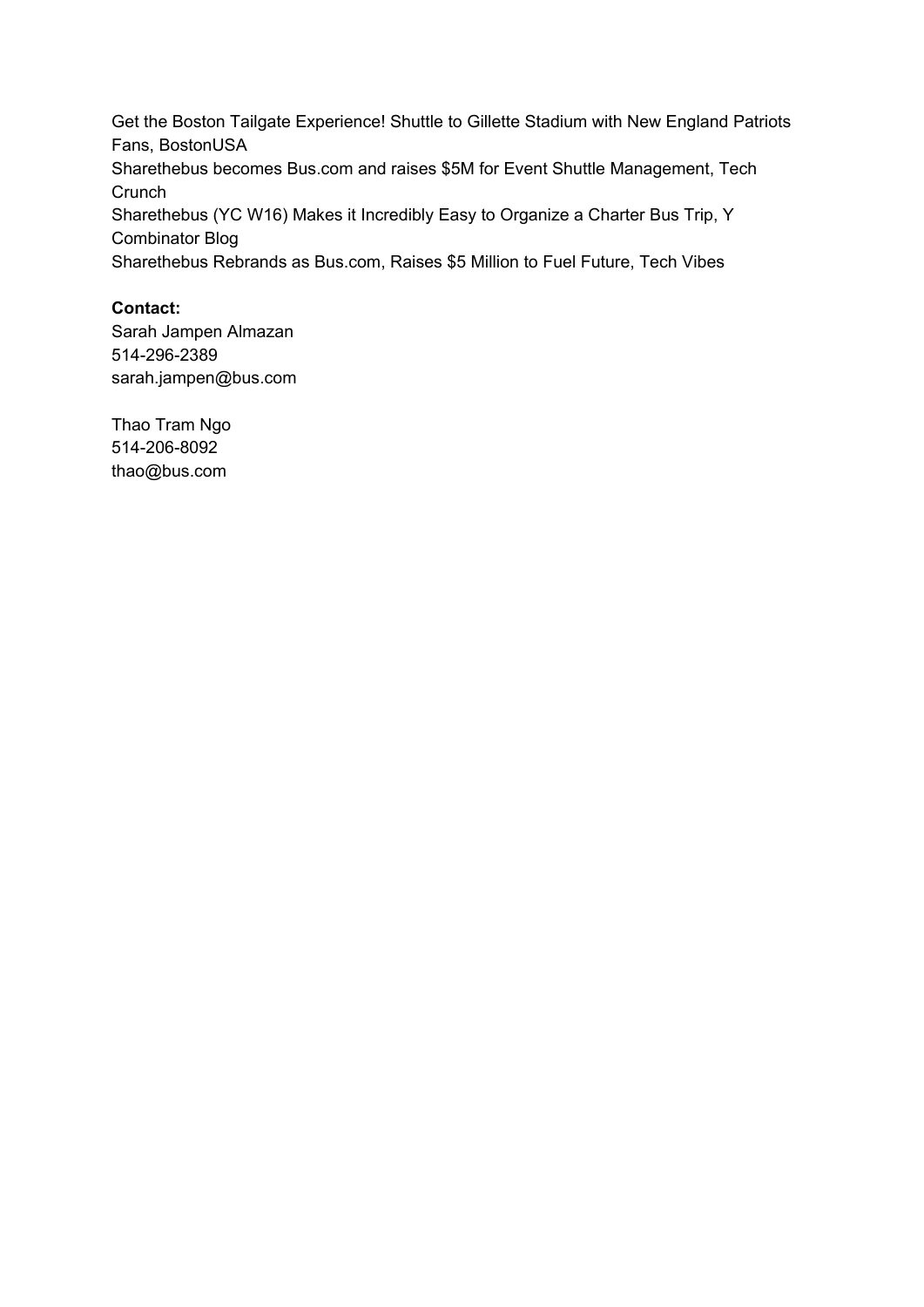Get the Boston Tailgate Experience! Shuttle to Gillette Stadium with New England Patriots Fans, BostonUSA
Sharethebus becomes Bus.com and raises $5M for Event Shuttle Management, Tech Crunch
Sharethebus (YC W16) Makes it Incredibly Easy to Organize a Charter Bus Trip, Y Combinator Blog
Sharethebus Rebrands as Bus.com, Raises $5 Million to Fuel Future, Tech Vibes

**Contact:**
Sarah Jampen Almazan
514-296-2389
sarah.jampen@bus.com

Thao Tram Ngo
514-206-8092
thao@bus.com